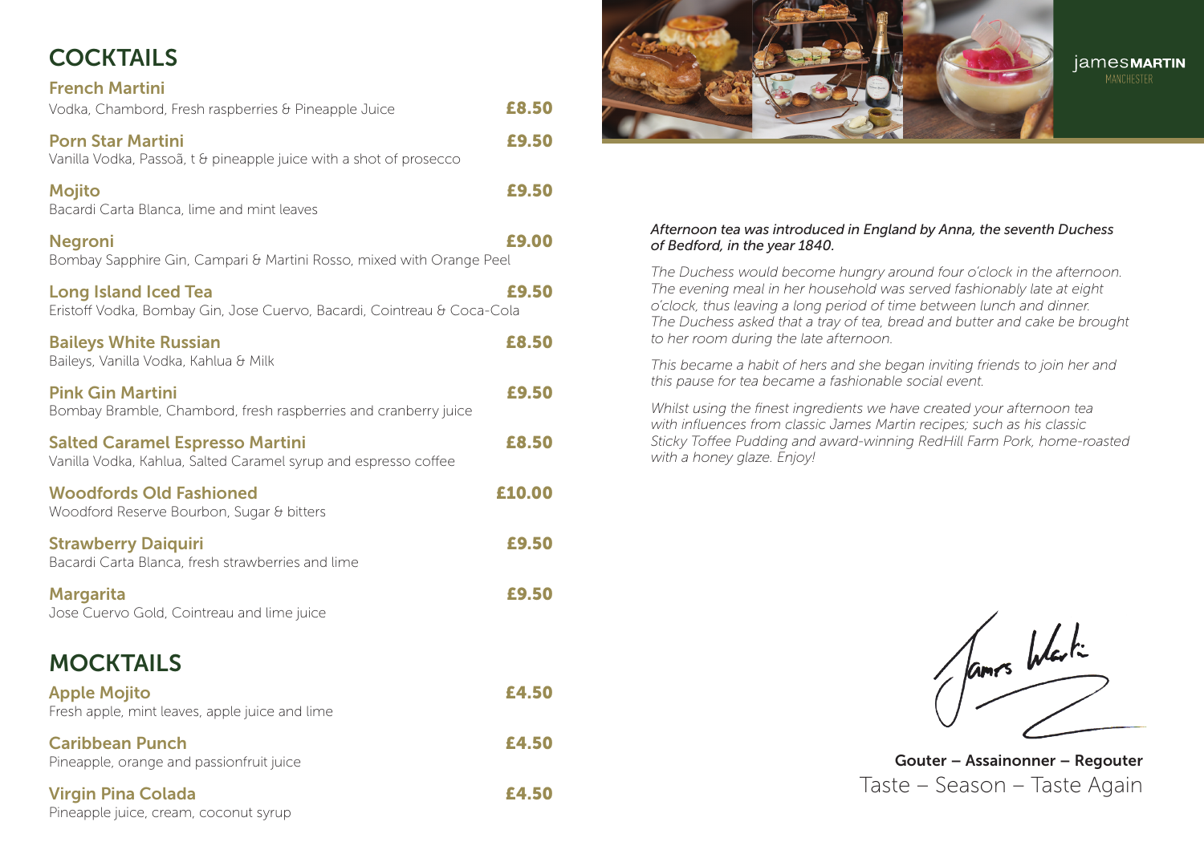# COCKTAILS

**French Martini** — **£8.50**
Vodka, Chambord, Fresh raspberries & Pineapple Juice

**Porn Star Martini** — **£9.50**
Vanilla Vodka, Passoã, t & pineapple juice with a shot of prosecco

**Mojito** — **£9.50**
Bacardi Carta Blanca, lime and mint leaves

**Negroni** — **£9.00**
Bombay Sapphire Gin, Campari & Martini Rosso, mixed with Orange Peel

**Long Island Iced Tea** — **£9.50**
Eristoff Vodka, Bombay Gin, Jose Cuervo, Bacardi, Cointreau & Coca-Cola

**Baileys White Russian** — **£8.50**
Baileys, Vanilla Vodka, Kahlua & Milk

**Pink Gin Martini** — **£9.50**
Bombay Bramble, Chambord, fresh raspberries and cranberry juice

**Salted Caramel Espresso Martini** — **£8.50**
Vanilla Vodka, Kahlua, Salted Caramel syrup and espresso coffee

**Woodfords Old Fashioned** — **£10.00**
Woodford Reserve Bourbon, Sugar & bitters

**Strawberry Daiquiri** — **£9.50**
Bacardi Carta Blanca, fresh strawberries and lime

**Margarita** — **£9.50**
Jose Cuervo Gold, Cointreau and lime juice

# MOCKTAILS

**Apple Mojito** — **£4.50**
Fresh apple, mint leaves, apple juice and lime

**Caribbean Punch** — **£4.50**
Pineapple, orange and passionfruit juice

**Virgin Pina Colada** — **£4.50**
Pineapple juice, cream, coconut syrup

jamesMARTIN
MANCHESTER

*Afternoon tea was introduced in England by Anna, the seventh Duchess of Bedford, in the year 1840.*

*The Duchess would become hungry around four o'clock in the afternoon. The evening meal in her household was served fashionably late at eight o'clock, thus leaving a long period of time between lunch and dinner. The Duchess asked that a tray of tea, bread and butter and cake be brought to her room during the late afternoon.*

*This became a habit of hers and she began inviting friends to join her and this pause for tea became a fashionable social event.*

*Whilst using the finest ingredients we have created your afternoon tea with influences from classic James Martin recipes; such as his classic Sticky Toffee Pudding and award-winning RedHill Farm Pork, home-roasted with a honey glaze. Enjoy!*

James Martin

**Gouter – Assainonner – Regouter**

Taste – Season – Taste Again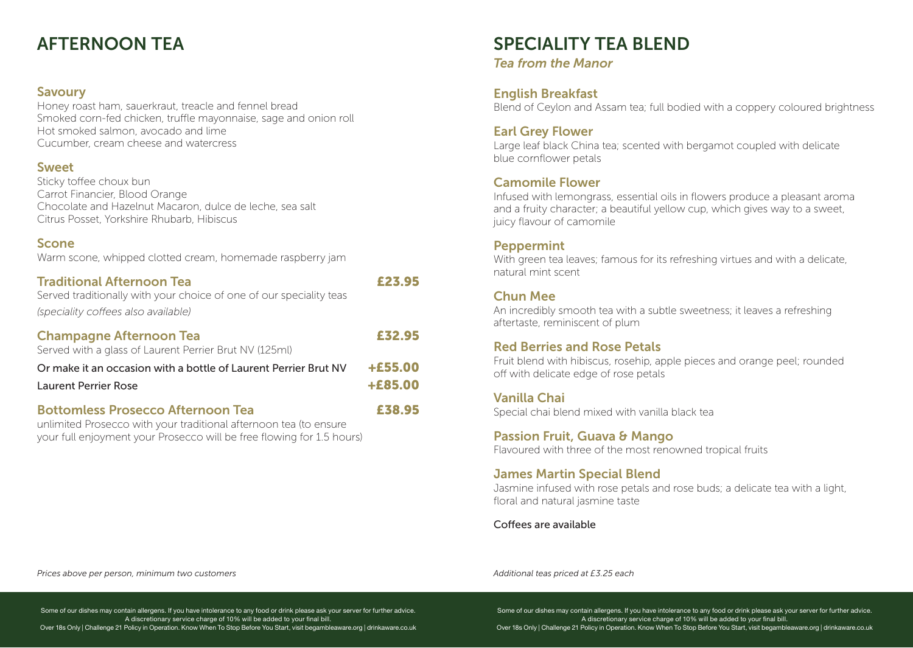# AFTERNOON TEA

## Savoury

Honey roast ham, sauerkraut, treacle and fennel bread
Smoked corn-fed chicken, truffle mayonnaise, sage and onion roll
Hot smoked salmon, avocado and lime
Cucumber, cream cheese and watercress

## Sweet

Sticky toffee choux bun
Carrot Financier, Blood Orange
Chocolate and Hazelnut Macaron, dulce de leche, sea salt
Citrus Posset, Yorkshire Rhubarb, Hibiscus

## Scone

Warm scone, whipped clotted cream, homemade raspberry jam

## Traditional Afternoon Tea — £23.95

Served traditionally with your choice of one of our speciality teas
*(speciality coffees also available)*

## Champagne Afternoon Tea — £32.95

Served with a glass of Laurent Perrier Brut NV (125ml)

Or make it an occasion with a bottle of Laurent Perrier Brut NV — +£55.00

Laurent Perrier Rose — +£85.00

## Bottomless Prosecco Afternoon Tea — £38.95

unlimited Prosecco with your traditional afternoon tea (to ensure your full enjoyment your Prosecco will be free flowing for 1.5 hours)

*Prices above per person, minimum two customers*

# SPECIALITY TEA BLEND

*Tea from the Manor*

## English Breakfast

Blend of Ceylon and Assam tea; full bodied with a coppery coloured brightness

## Earl Grey Flower

Large leaf black China tea; scented with bergamot coupled with delicate blue cornflower petals

## Camomile Flower

Infused with lemongrass, essential oils in flowers produce a pleasant aroma and a fruity character; a beautiful yellow cup, which gives way to a sweet, juicy flavour of camomile

## Peppermint

With green tea leaves; famous for its refreshing virtues and with a delicate, natural mint scent

## Chun Mee

An incredibly smooth tea with a subtle sweetness; it leaves a refreshing aftertaste, reminiscent of plum

## Red Berries and Rose Petals

Fruit blend with hibiscus, rosehip, apple pieces and orange peel; rounded off with delicate edge of rose petals

## Vanilla Chai

Special chai blend mixed with vanilla black tea

## Passion Fruit, Guava & Mango

Flavoured with three of the most renowned tropical fruits

## James Martin Special Blend

Jasmine infused with rose petals and rose buds; a delicate tea with a light, floral and natural jasmine taste

Coffees are available

*Additional teas priced at £3.25 each*

Some of our dishes may contain allergens. If you have intolerance to any food or drink please ask your server for further advice.
A discretionary service charge of 10% will be added to your final bill.
Over 18s Only | Challenge 21 Policy in Operation. Know When To Stop Before You Start, visit begambleaware.org | drinkaware.co.uk